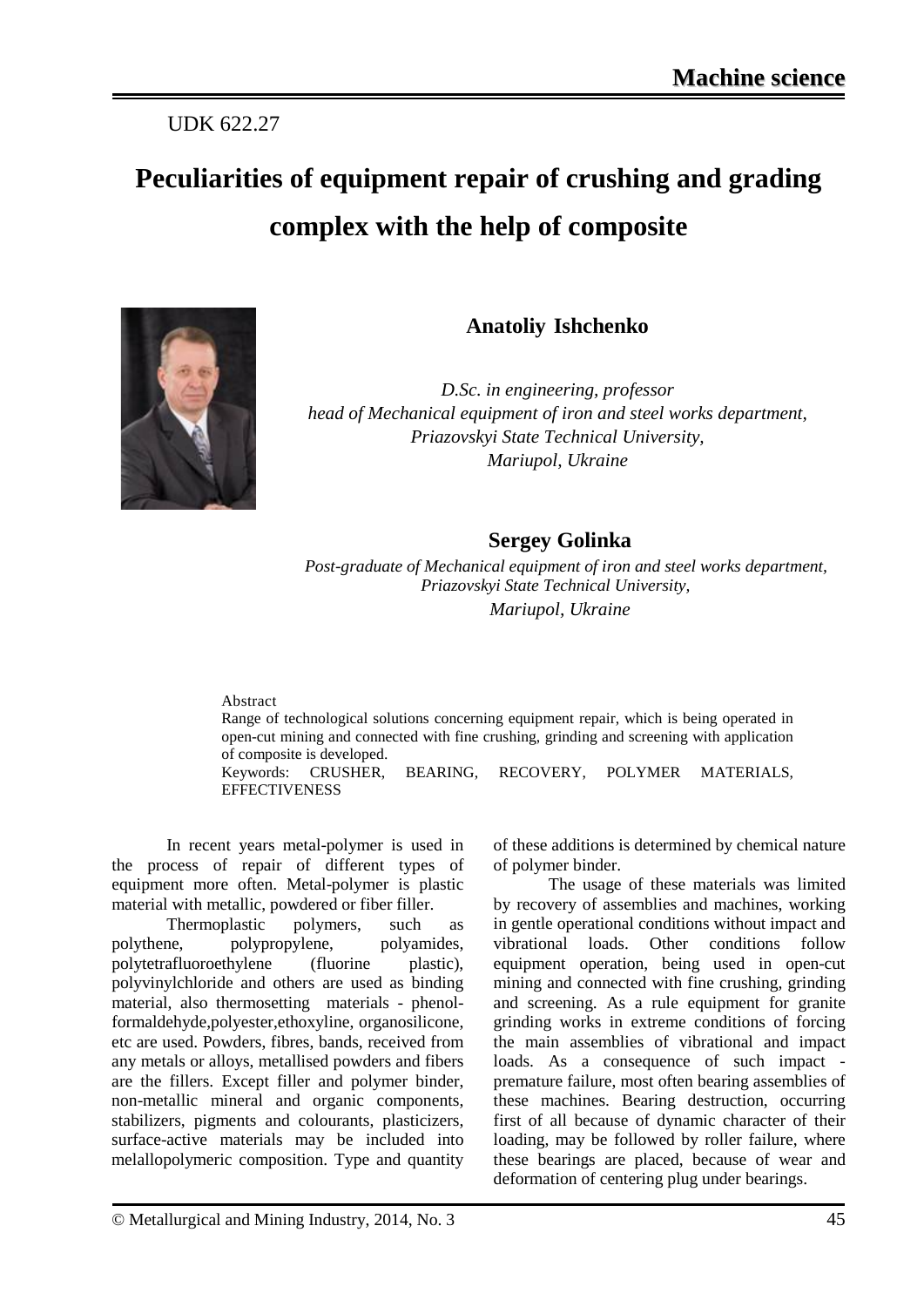UDK 622.27

# Peculiarities of equipment repair of crushing and grading complex with the help of composite

**Anatoliy Ishchenko**

*D.Sc. in engineering, professor*
*head of Mechanical equipment of iron and steel works department,*
*Priazovskyi State Technical University,*
*Mariupol, Ukraine*

**Sergey Golinka**

*Post-graduate of Mechanical equipment of iron and steel works department,*
*Priazovskyi State Technical University,*
*Mariupol, Ukraine*

Abstract

Range of technological solutions concerning equipment repair, which is being operated in open-cut mining and connected with fine crushing, grinding and screening with application of composite is developed.

Keywords: CRUSHER, BEARING, RECOVERY, POLYMER MATERIALS, EFFECTIVENESS

In recent years metal-polymer is used in the process of repair of different types of equipment more often. Metal-polymer is plastic material with metallic, powdered or fiber filler.

Thermoplastic polymers, such as polythene, polypropylene, polyamides, polytetrafluoroethylene (fluorine plastic), polyvinylchloride and others are used as binding material, also thermosetting materials - phenol-formaldehyde,polyester,ethoxyline, organosilicone, etc are used. Powders, fibres, bands, received from any metals or alloys, metallised powders and fibers are the fillers. Except filler and polymer binder, non-metallic mineral and organic components, stabilizers, pigments and colourants, plasticizers, surface-active materials may be included into melallopolymeric composition. Type and quantity of these additions is determined by chemical nature of polymer binder.

The usage of these materials was limited by recovery of assemblies and machines, working in gentle operational conditions without impact and vibrational loads. Other conditions follow equipment operation, being used in open-cut mining and connected with fine crushing, grinding and screening. As a rule equipment for granite grinding works in extreme conditions of forcing the main assemblies of vibrational and impact loads. As a consequence of such impact - premature failure, most often bearing assemblies of these machines. Bearing destruction, occurring first of all because of dynamic character of their loading, may be followed by roller failure, where these bearings are placed, because of wear and deformation of centering plug under bearings.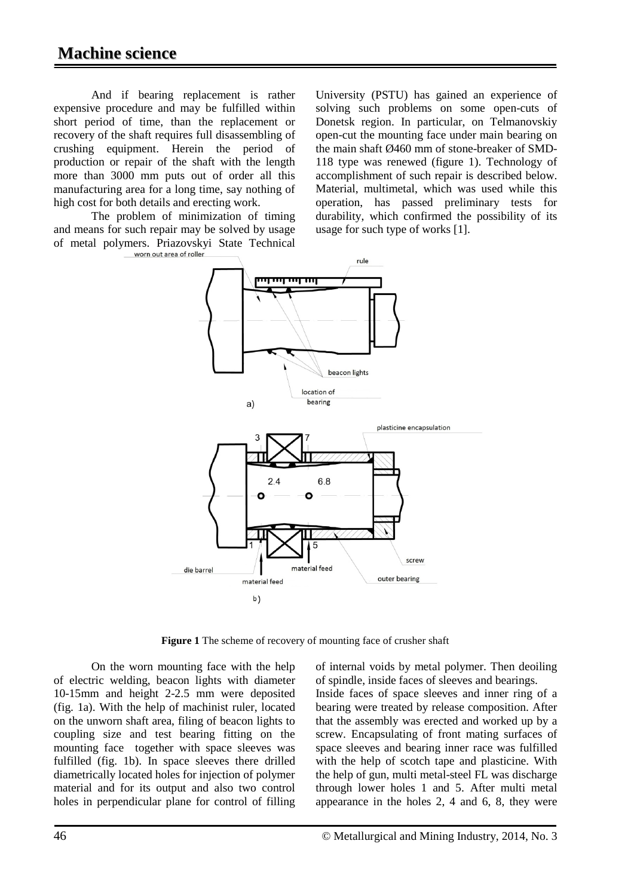And if bearing replacement is rather expensive procedure and may be fulfilled within short period of time, than the replacement or recovery of the shaft requires full disassembling of crushing equipment. Herein the period of production or repair of the shaft with the length more than 3000 mm puts out of order all this manufacturing area for a long time, say nothing of high cost for both details and erecting work.

The problem of minimization of timing and means for such repair may be solved by usage of metal polymers. Priazovskyi State Technical University (PSTU) has gained an experience of solving such problems on some open-cuts of Donetsk region. In particular, on Telmanovskiy open-cut the mounting face under main bearing on the main shaft Ø460 mm of stone-breaker of SMD-118 type was renewed (figure 1). Technology of accomplishment of such repair is described below. Material, multimetal, which was used while this operation, has passed preliminary tests for durability, which confirmed the possibility of its usage for such type of works [1].

**Figure 1** The scheme of recovery of mounting face of crusher shaft

On the worn mounting face with the help of electric welding, beacon lights with diameter 10-15mm and height 2-2.5 mm were deposited (fig. 1a). With the help of machinist ruler, located on the unworn shaft area, filing of beacon lights to coupling size and test bearing fitting on the mounting face together with space sleeves was fulfilled (fig. 1b). In space sleeves there drilled diametrically located holes for injection of polymer material and for its output and also two control holes in perpendicular plane for control of filling of internal voids by metal polymer. Then deoiling of spindle, inside faces of sleeves and bearings.

Inside faces of space sleeves and inner ring of a bearing were treated by release composition. After that the assembly was erected and worked up by a screw. Encapsulating of front mating surfaces of space sleeves and bearing inner race was fulfilled with the help of scotch tape and plasticine. With the help of gun, multi metal-steel FL was discharge through lower holes 1 and 5. After multi metal appearance in the holes 2, 4 and 6, 8, they were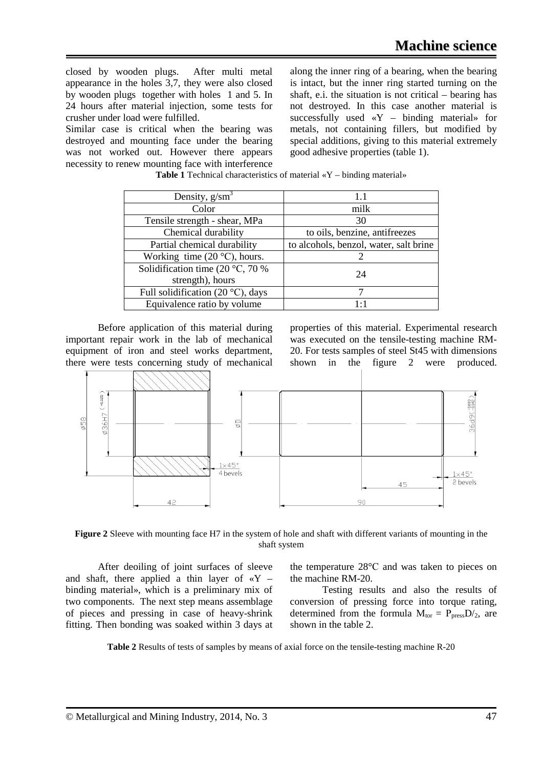closed by wooden plugs. After multi metal appearance in the holes 3,7, they were also closed by wooden plugs together with holes 1 and 5. In 24 hours after material injection, some tests for crusher under load were fulfilled.

Similar case is critical when the bearing was destroyed and mounting face under the bearing was not worked out. However there appears necessity to renew mounting face with interference along the inner ring of a bearing, when the bearing is intact, but the inner ring started turning on the shaft, e.i. the situation is not critical – bearing has not destroyed. In this case another material is successfully used «Y – binding material» for metals, not containing fillers, but modified by special additions, giving to this material extremely good adhesive properties (table 1).

**Table 1** Technical characteristics of material «Y – binding material»

| | |
|---|---|
| Density, $g/sm^3$ | 1.1 |
| Color | milk |
| Tensile strength - shear, MPa | 30 |
| Chemical durability | to oils, benzine, antifreezes |
| Partial chemical durability | to alcohols, benzol, water, salt brine |
| Working time (20 °C), hours. | 2 |
| Solidification time (20 °C, 70 % strength), hours | 24 |
| Full solidification (20 °C), days | 7 |
| Equivalence ratio by volume | 1:1 |

Before application of this material during important repair work in the lab of mechanical equipment of iron and steel works department, there were tests concerning study of mechanical properties of this material. Experimental research was executed on the tensile-testing machine RM-20. For tests samples of steel St45 with dimensions shown in the figure 2 were produced.

**Figure 2** Sleeve with mounting face H7 in the system of hole and shaft with different variants of mounting in the shaft system

After deoiling of joint surfaces of sleeve and shaft, there applied a thin layer of «Y – binding material», which is a preliminary mix of two components. The next step means assemblage of pieces and pressing in case of heavy-shrink fitting. Then bonding was soaked within 3 days at the temperature 28°C and was taken to pieces on the machine RM-20.

Testing results and also the results of conversion of pressing force into torque rating, determined from the formula $M_{tor} = P_{press}D/_2$, are shown in the table 2.

**Table 2** Results of tests of samples by means of axial force on the tensile-testing machine R-20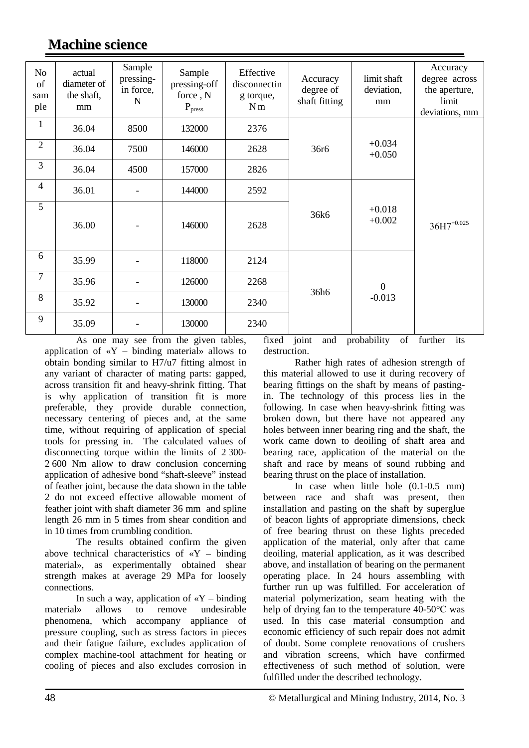| No of sample | actual diameter of the shaft, mm | Sample pressing-in force, N | Sample pressing-off force , N $P_{press}$ | Effective disconnecting torque, N·m | Accuracy degree of shaft fitting | limit shaft deviation, mm | Accuracy degree across the aperture, limit deviations, mm |
|---|---|---|---|---|---|---|---|
| 1 | 36.04 | 8500 | 132000 | 2376 | 36r6 | +0.034 +0.050 | $36H7^{+0.025}$ |
| 2 | 36.04 | 7500 | 146000 | 2628 | | | |
| 3 | 36.04 | 4500 | 157000 | 2826 | | | |
| 4 | 36.01 | - | 144000 | 2592 | 36k6 | +0.018 +0.002 | |
| 5 | 36.00 | - | 146000 | 2628 | | | |
| 6 | 35.99 | - | 118000 | 2124 | 36h6 | 0 -0.013 | |
| 7 | 35.96 | - | 126000 | 2268 | | | |
| 8 | 35.92 | - | 130000 | 2340 | | | |
| 9 | 35.09 | - | 130000 | 2340 | | | |

As one may see from the given tables, application of «Y – binding material» allows to obtain bonding similar to H7/u7 fitting almost in any variant of character of mating parts: gapped, across transition fit and heavy-shrink fitting. That is why application of transition fit is more preferable, they provide durable connection, necessary centering of pieces and, at the same time, without requiring of application of special tools for pressing in. The calculated values of disconnecting torque within the limits of 2 300-2 600 Nm allow to draw conclusion concerning application of adhesive bond "shaft-sleeve" instead of feather joint, because the data shown in the table 2 do not exceed effective allowable moment of feather joint with shaft diameter 36 mm and spline length 26 mm in 5 times from shear condition and in 10 times from crumbling condition.

The results obtained confirm the given above technical characteristics of «Y – binding material», as experimentally obtained shear strength makes at average 29 MPa for loosely connections.

In such a way, application of «Y – binding material» allows to remove undesirable phenomena, which accompany appliance of pressure coupling, such as stress factors in pieces and their fatigue failure, excludes application of complex machine-tool attachment for heating or cooling of pieces and also excludes corrosion in fixed joint and probability of further its destruction.

Rather high rates of adhesion strength of this material allowed to use it during recovery of bearing fittings on the shaft by means of pasting-in. The technology of this process lies in the following. In case when heavy-shrink fitting was broken down, but there have not appeared any holes between inner bearing ring and the shaft, the work came down to deoiling of shaft area and bearing race, application of the material on the shaft and race by means of sound rubbing and bearing thrust on the place of installation.

In case when little hole (0.1-0.5 mm) between race and shaft was present, then installation and pasting on the shaft by superglue of beacon lights of appropriate dimensions, check of free bearing thrust on these lights preceded application of the material, only after that came deoiling, material application, as it was described above, and installation of bearing on the permanent operating place. In 24 hours assembling with further run up was fulfilled. For acceleration of material polymerization, seam heating with the help of drying fan to the temperature 40-50°C was used. In this case material consumption and economic efficiency of such repair does not admit of doubt. Some complete renovations of crushers and vibration screens, which have confirmed effectiveness of such method of solution, were fulfilled under the described technology.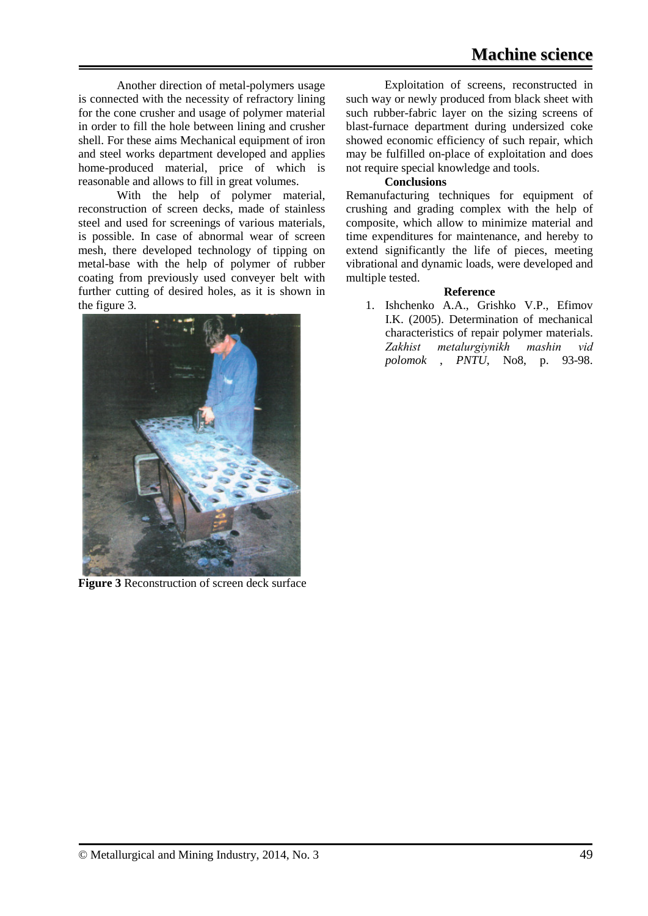Another direction of metal-polymers usage is connected with the necessity of refractory lining for the cone crusher and usage of polymer material in order to fill the hole between lining and crusher shell. For these aims Mechanical equipment of iron and steel works department developed and applies home-produced material, price of which is reasonable and allows to fill in great volumes.

With the help of polymer material, reconstruction of screen decks, made of stainless steel and used for screenings of various materials, is possible. In case of abnormal wear of screen mesh, there developed technology of tipping on metal-base with the help of polymer of rubber coating from previously used conveyer belt with further cutting of desired holes, as it is shown in the figure 3.

**Figure 3** Reconstruction of screen deck surface

Exploitation of screens, reconstructed in such way or newly produced from black sheet with such rubber-fabric layer on the sizing screens of blast-furnace department during undersized coke showed economic efficiency of such repair, which may be fulfilled on-place of exploitation and does not require special knowledge and tools.

## Conclusions

Remanufacturing techniques for equipment of crushing and grading complex with the help of composite, which allow to minimize material and time expenditures for maintenance, and hereby to extend significantly the life of pieces, meeting vibrational and dynamic loads, were developed and multiple tested.

## Reference

1. Ishchenko A.A., Grishko V.P., Efimov I.K. (2005). Determination of mechanical characteristics of repair polymer materials. *Zakhist metalurgiynikh mashin vid polomok* , *PNTU*, No8, p. 93-98.